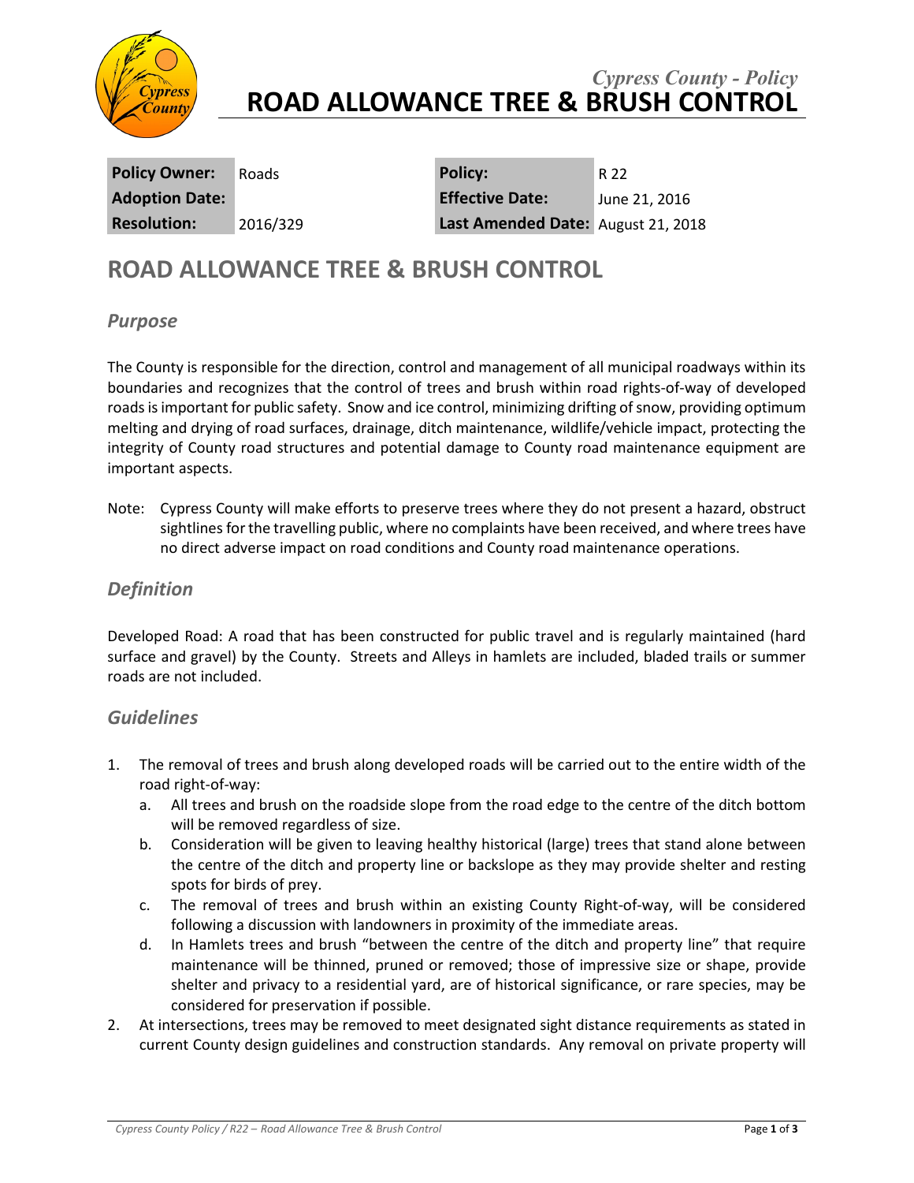*Cypress County - Policy*

# ROAD ALLOWANCE TREE & BRUSH CONTROL

| **Policy Owner:** | Roads | **Policy:** | R 22 |
|---|---|---|---|
| **Adoption Date:** | | **Effective Date:** | June 21, 2016 |
| **Resolution:** | 2016/329 | **Last Amended Date:** | August 21, 2018 |

## ROAD ALLOWANCE TREE & BRUSH CONTROL

### *Purpose*

The County is responsible for the direction, control and management of all municipal roadways within its boundaries and recognizes that the control of trees and brush within road rights-of-way of developed roads is important for public safety. Snow and ice control, minimizing drifting of snow, providing optimum melting and drying of road surfaces, drainage, ditch maintenance, wildlife/vehicle impact, protecting the integrity of County road structures and potential damage to County road maintenance equipment are important aspects.

Note: Cypress County will make efforts to preserve trees where they do not present a hazard, obstruct sightlines for the travelling public, where no complaints have been received, and where trees have no direct adverse impact on road conditions and County road maintenance operations.

### *Definition*

Developed Road: A road that has been constructed for public travel and is regularly maintained (hard surface and gravel) by the County. Streets and Alleys in hamlets are included, bladed trails or summer roads are not included.

### *Guidelines*

1. The removal of trees and brush along developed roads will be carried out to the entire width of the road right-of-way:
   a. All trees and brush on the roadside slope from the road edge to the centre of the ditch bottom will be removed regardless of size.
   b. Consideration will be given to leaving healthy historical (large) trees that stand alone between the centre of the ditch and property line or backslope as they may provide shelter and resting spots for birds of prey.
   c. The removal of trees and brush within an existing County Right-of-way, will be considered following a discussion with landowners in proximity of the immediate areas.
   d. In Hamlets trees and brush "between the centre of the ditch and property line" that require maintenance will be thinned, pruned or removed; those of impressive size or shape, provide shelter and privacy to a residential yard, are of historical significance, or rare species, may be considered for preservation if possible.
2. At intersections, trees may be removed to meet designated sight distance requirements as stated in current County design guidelines and construction standards. Any removal on private property will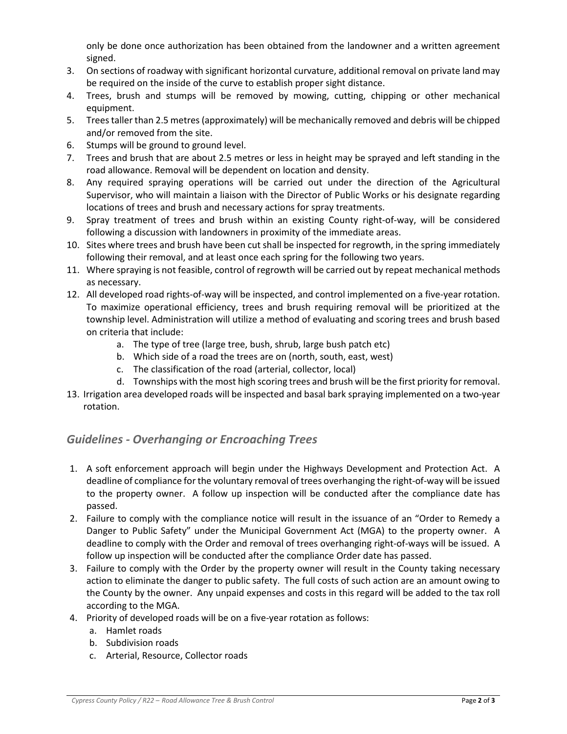only be done once authorization has been obtained from the landowner and a written agreement signed.

3. On sections of roadway with significant horizontal curvature, additional removal on private land may be required on the inside of the curve to establish proper sight distance.
4. Trees, brush and stumps will be removed by mowing, cutting, chipping or other mechanical equipment.
5. Trees taller than 2.5 metres (approximately) will be mechanically removed and debris will be chipped and/or removed from the site.
6. Stumps will be ground to ground level.
7. Trees and brush that are about 2.5 metres or less in height may be sprayed and left standing in the road allowance. Removal will be dependent on location and density.
8. Any required spraying operations will be carried out under the direction of the Agricultural Supervisor, who will maintain a liaison with the Director of Public Works or his designate regarding locations of trees and brush and necessary actions for spray treatments.
9. Spray treatment of trees and brush within an existing County right-of-way, will be considered following a discussion with landowners in proximity of the immediate areas.
10. Sites where trees and brush have been cut shall be inspected for regrowth, in the spring immediately following their removal, and at least once each spring for the following two years.
11. Where spraying is not feasible, control of regrowth will be carried out by repeat mechanical methods as necessary.
12. All developed road rights-of-way will be inspected, and control implemented on a five-year rotation. To maximize operational efficiency, trees and brush requiring removal will be prioritized at the township level. Administration will utilize a method of evaluating and scoring trees and brush based on criteria that include:
    a. The type of tree (large tree, bush, shrub, large bush patch etc)
    b. Which side of a road the trees are on (north, south, east, west)
    c. The classification of the road (arterial, collector, local)
    d. Townships with the most high scoring trees and brush will be the first priority for removal.
13. Irrigation area developed roads will be inspected and basal bark spraying implemented on a two-year rotation.

## *Guidelines - Overhanging or Encroaching Trees*

1. A soft enforcement approach will begin under the Highways Development and Protection Act. A deadline of compliance for the voluntary removal of trees overhanging the right-of-way will be issued to the property owner. A follow up inspection will be conducted after the compliance date has passed.
2. Failure to comply with the compliance notice will result in the issuance of an "Order to Remedy a Danger to Public Safety" under the Municipal Government Act (MGA) to the property owner. A deadline to comply with the Order and removal of trees overhanging right-of-ways will be issued. A follow up inspection will be conducted after the compliance Order date has passed.
3. Failure to comply with the Order by the property owner will result in the County taking necessary action to eliminate the danger to public safety. The full costs of such action are an amount owing to the County by the owner. Any unpaid expenses and costs in this regard will be added to the tax roll according to the MGA.
4. Priority of developed roads will be on a five-year rotation as follows:
    a. Hamlet roads
    b. Subdivision roads
    c. Arterial, Resource, Collector roads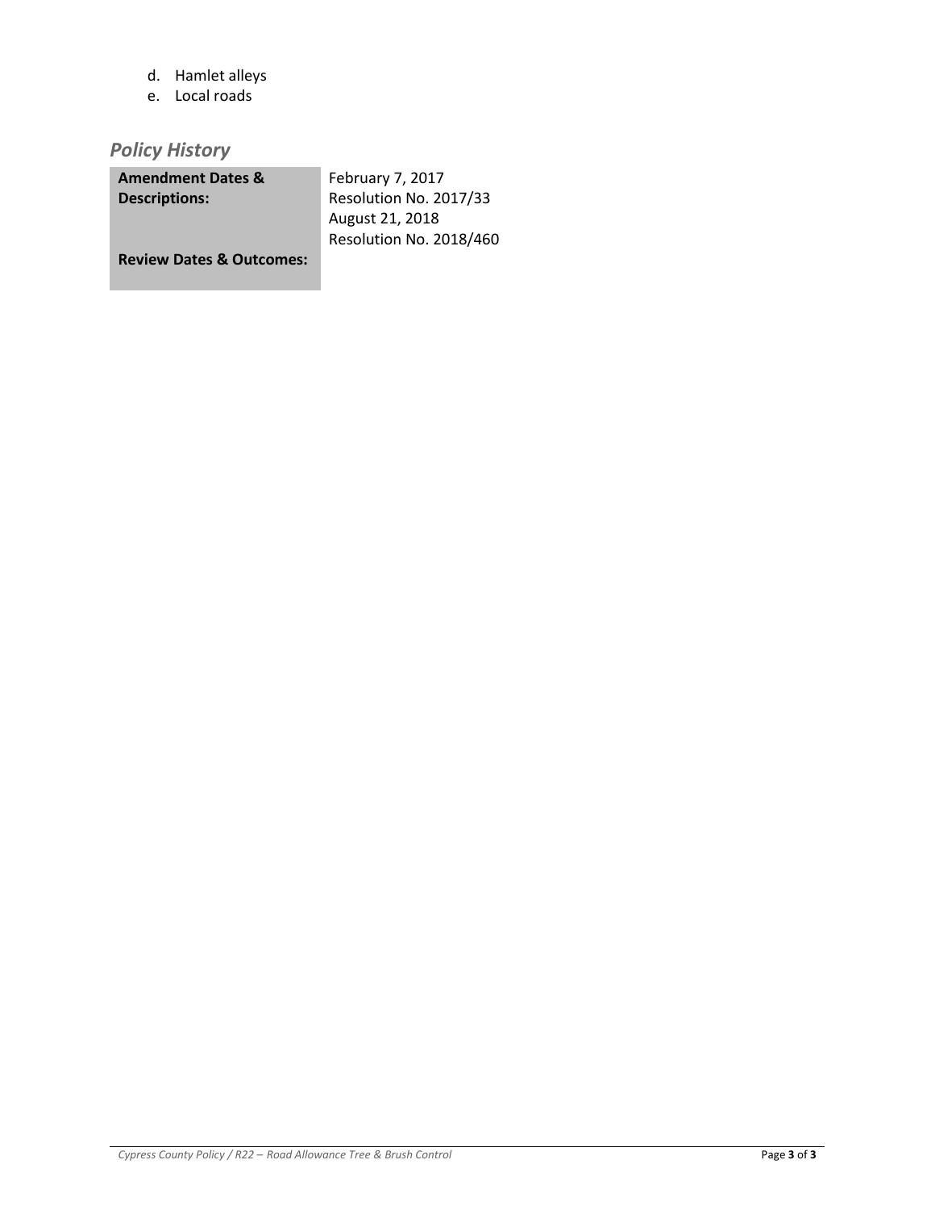d. Hamlet alleys
e. Local roads

## *Policy History*

| | |
|---|---|
| **Amendment Dates & Descriptions:** | February 7, 2017<br>Resolution No. 2017/33<br>August 21, 2018<br>Resolution No. 2018/460 |
| **Review Dates & Outcomes:** | |